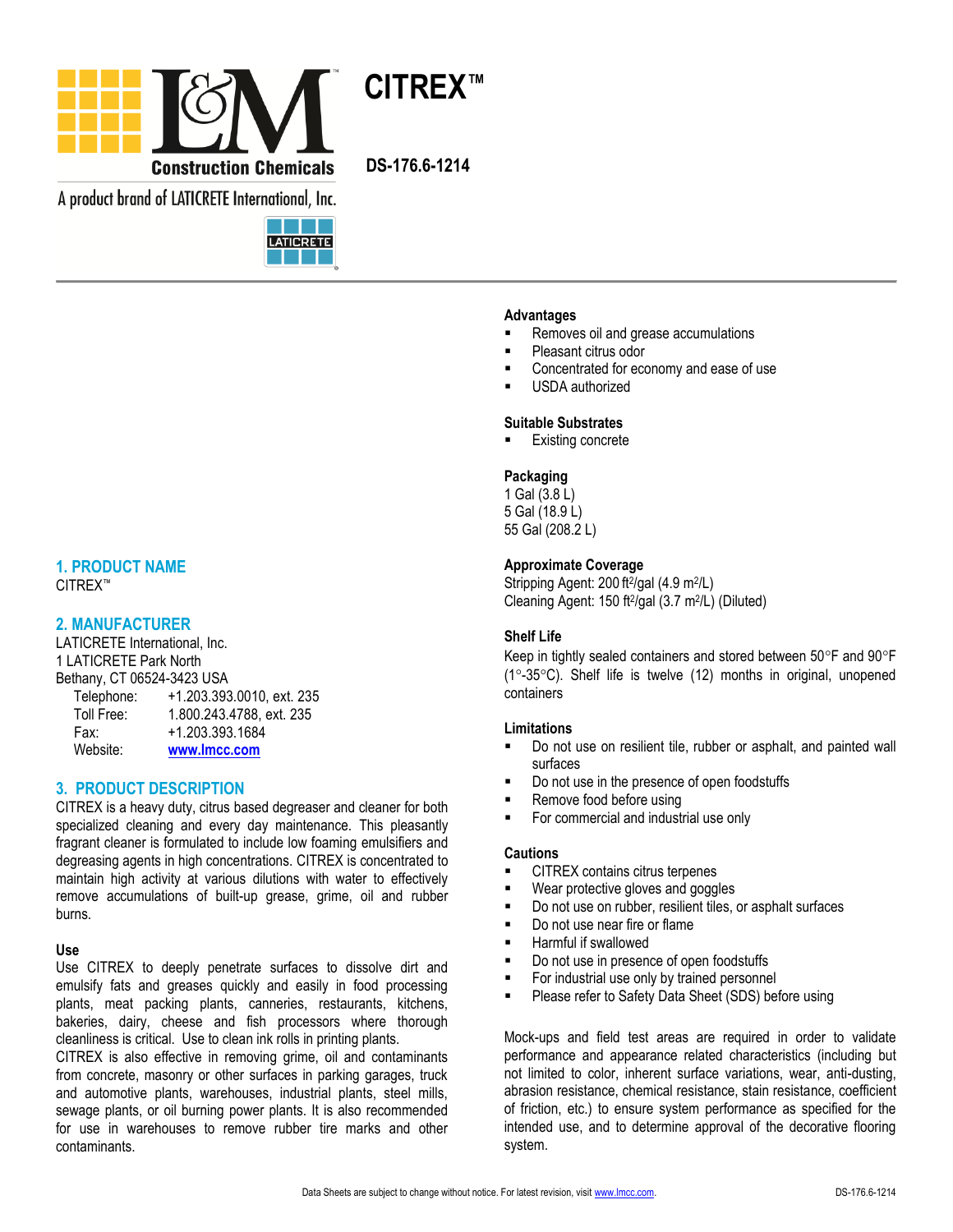# CITREX™

DS-176.6-1214

A product brand of LATICRETE International, Inc.

## 1. PRODUCT NAME

CITREX™

## 2. MANUFACTURER

LATICRETE International, Inc.
1 LATICRETE Park North
Bethany, CT 06524-3423 USA

| | |
|---|---|
| Telephone: | +1.203.393.0010, ext. 235 |
| Toll Free: | 1.800.243.4788, ext. 235 |
| Fax: | +1.203.393.1684 |
| Website: | www.lmcc.com |

## 3. PRODUCT DESCRIPTION

CITREX is a heavy duty, citrus based degreaser and cleaner for both specialized cleaning and every day maintenance. This pleasantly fragrant cleaner is formulated to include low foaming emulsifiers and degreasing agents in high concentrations. CITREX is concentrated to maintain high activity at various dilutions with water to effectively remove accumulations of built-up grease, grime, oil and rubber burns.

### Use

Use CITREX to deeply penetrate surfaces to dissolve dirt and emulsify fats and greases quickly and easily in food processing plants, meat packing plants, canneries, restaurants, kitchens, bakeries, dairy, cheese and fish processors where thorough cleanliness is critical. Use to clean ink rolls in printing plants.
CITREX is also effective in removing grime, oil and contaminants from concrete, masonry or other surfaces in parking garages, truck and automotive plants, warehouses, industrial plants, steel mills, sewage plants, or oil burning power plants. It is also recommended for use in warehouses to remove rubber tire marks and other contaminants.

### Advantages

- Removes oil and grease accumulations
- Pleasant citrus odor
- Concentrated for economy and ease of use
- USDA authorized

### Suitable Substrates

- Existing concrete

### Packaging

1 Gal (3.8 L)
5 Gal (18.9 L)
55 Gal (208.2 L)

### Approximate Coverage

Stripping Agent: 200 ft²/gal (4.9 m²/L)
Cleaning Agent: 150 ft²/gal (3.7 m²/L) (Diluted)

### Shelf Life

Keep in tightly sealed containers and stored between 50°F and 90°F (1°-35°C). Shelf life is twelve (12) months in original, unopened containers

### Limitations

- Do not use on resilient tile, rubber or asphalt, and painted wall surfaces
- Do not use in the presence of open foodstuffs
- Remove food before using
- For commercial and industrial use only

### Cautions

- CITREX contains citrus terpenes
- Wear protective gloves and goggles
- Do not use on rubber, resilient tiles, or asphalt surfaces
- Do not use near fire or flame
- Harmful if swallowed
- Do not use in presence of open foodstuffs
- For industrial use only by trained personnel
- Please refer to Safety Data Sheet (SDS) before using

Mock-ups and field test areas are required in order to validate performance and appearance related characteristics (including but not limited to color, inherent surface variations, wear, anti-dusting, abrasion resistance, chemical resistance, stain resistance, coefficient of friction, etc.) to ensure system performance as specified for the intended use, and to determine approval of the decorative flooring system.

Data Sheets are subject to change without notice. For latest revision, visit www.lmcc.com.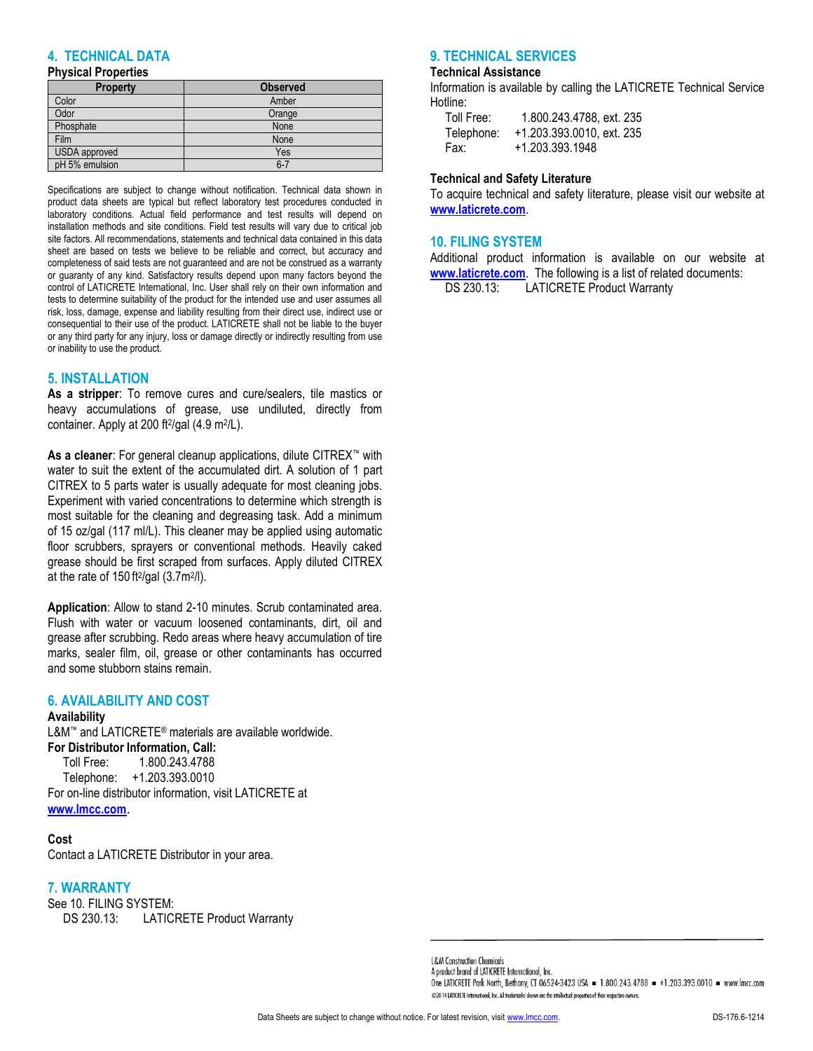## 4. TECHNICAL DATA

**Physical Properties**

| Property | Observed |
| --- | --- |
| Color | Amber |
| Odor | Orange |
| Phosphate | None |
| Film | None |
| USDA approved | Yes |
| pH 5% emulsion | 6-7 |

Specifications are subject to change without notification. Technical data shown in product data sheets are typical but reflect laboratory test procedures conducted in laboratory conditions. Actual field performance and test results will depend on installation methods and site conditions. Field test results will vary due to critical job site factors. All recommendations, statements and technical data contained in this data sheet are based on tests we believe to be reliable and correct, but accuracy and completeness of said tests are not guaranteed and are not to be construed as a warranty or guaranty of any kind. Satisfactory results depend upon many factors beyond the control of LATICRETE International, Inc. User shall rely on their own information and tests to determine suitability of the product for the intended use and user assumes all risk, loss, damage, expense and liability resulting from their direct use, indirect use or consequential to their use of the product. LATICRETE shall not be liable to the buyer or any third party for any injury, loss or damage directly or indirectly resulting from use or inability to use the product.

## 5. INSTALLATION

**As a stripper**: To remove cures and cure/sealers, tile mastics or heavy accumulations of grease, use undiluted, directly from container. Apply at 200 ft$^2$/gal (4.9 m$^2$/L).

**As a cleaner**: For general cleanup applications, dilute CITREX™ with water to suit the extent of the accumulated dirt. A solution of 1 part CITREX to 5 parts water is usually adequate for most cleaning jobs. Experiment with varied concentrations to determine which strength is most suitable for the cleaning and degreasing task. Add a minimum of 15 oz/gal (117 ml/L). This cleaner may be applied using automatic floor scrubbers, sprayers or conventional methods. Heavily caked grease should be first scraped from surfaces. Apply diluted CITREX at the rate of 150 ft$^2$/gal (3.7m$^2$/l).

**Application**: Allow to stand 2-10 minutes. Scrub contaminated area. Flush with water or vacuum loosened contaminants, dirt, oil and grease after scrubbing. Redo areas where heavy accumulation of tire marks, sealer film, oil, grease or other contaminants has occurred and some stubborn stains remain.

## 6. AVAILABILITY AND COST

**Availability**

L&M™ and LATICRETE® materials are available worldwide.

**For Distributor Information, Call:**

Toll Free: 1.800.243.4788
Telephone: +1.203.393.0010

For on-line distributor information, visit LATICRETE at **www.lmcc.com**.

**Cost**

Contact a LATICRETE Distributor in your area.

## 7. WARRANTY

See 10. FILING SYSTEM:

DS 230.13: LATICRETE Product Warranty

## 9. TECHNICAL SERVICES

**Technical Assistance**

Information is available by calling the LATICRETE Technical Service Hotline:

Toll Free: 1.800.243.4788, ext. 235
Telephone: +1.203.393.0010, ext. 235
Fax: +1.203.393.1948

**Technical and Safety Literature**

To acquire technical and safety literature, please visit our website at **www.laticrete.com**.

## 10. FILING SYSTEM

Additional product information is available on our website at **www.laticrete.com**. The following is a list of related documents:

DS 230.13: LATICRETE Product Warranty

L&M Construction Chemicals
A product brand of LATICRETE International, Inc.
One LATICRETE Park North, Bethany, CT 06524-3423 USA ■ 1.800.243.4788 ■ +1.203.393.0010 ■ www.lmcc.com
©2014 LATICRETE International, Inc. All trademarks shown are the intellectual properties of their respective owners.

Data Sheets are subject to change without notice. For latest revision, visit www.lmcc.com.

DS-176.6-1214